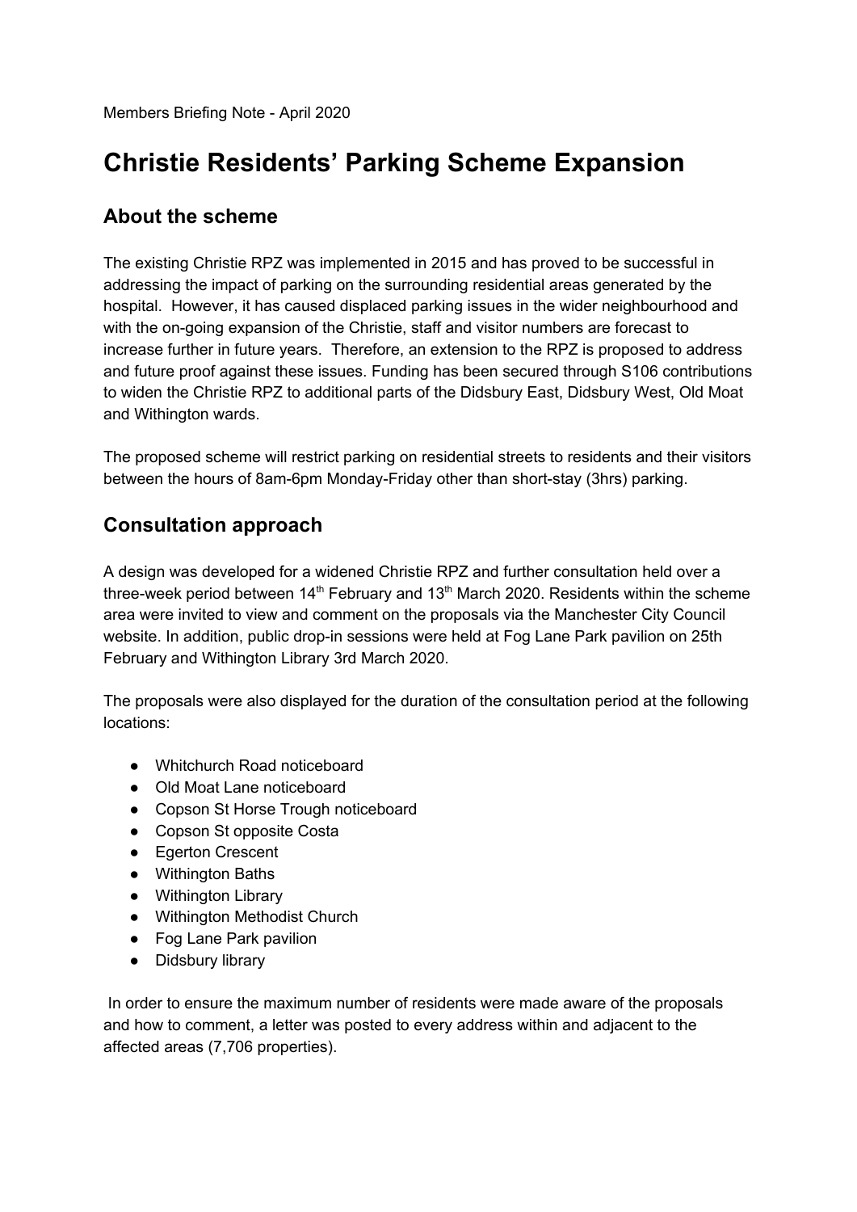Members Briefing Note - April 2020

# Christie Residents' Parking Scheme Expansion

## About the scheme

The existing Christie RPZ was implemented in 2015 and has proved to be successful in addressing the impact of parking on the surrounding residential areas generated by the hospital. However, it has caused displaced parking issues in the wider neighbourhood and with the on-going expansion of the Christie, staff and visitor numbers are forecast to increase further in future years. Therefore, an extension to the RPZ is proposed to address and future proof against these issues. Funding has been secured through S106 contributions to widen the Christie RPZ to additional parts of the Didsbury East, Didsbury West, Old Moat and Withington wards.

The proposed scheme will restrict parking on residential streets to residents and their visitors between the hours of 8am-6pm Monday-Friday other than short-stay (3hrs) parking.

## Consultation approach

A design was developed for a widened Christie RPZ and further consultation held over a three-week period between 14th February and 13th March 2020. Residents within the scheme area were invited to view and comment on the proposals via the Manchester City Council website. In addition, public drop-in sessions were held at Fog Lane Park pavilion on 25th February and Withington Library 3rd March 2020.

The proposals were also displayed for the duration of the consultation period at the following locations:

- Whitchurch Road noticeboard
- Old Moat Lane noticeboard
- Copson St Horse Trough noticeboard
- Copson St opposite Costa
- Egerton Crescent
- Withington Baths
- Withington Library
- Withington Methodist Church
- Fog Lane Park pavilion
- Didsbury library

In order to ensure the maximum number of residents were made aware of the proposals and how to comment, a letter was posted to every address within and adjacent to the affected areas (7,706 properties).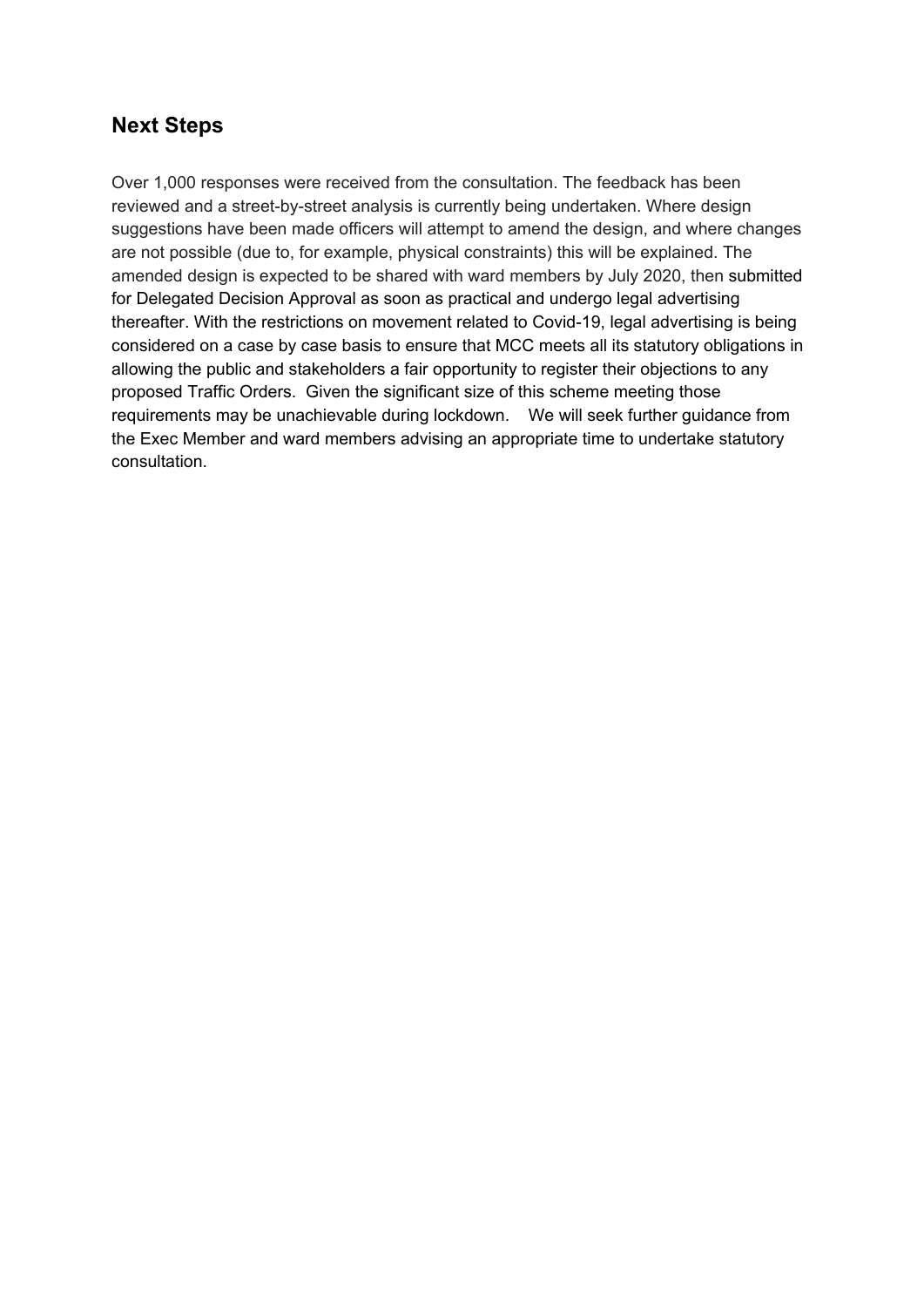## Next Steps

Over 1,000 responses were received from the consultation. The feedback has been reviewed and a street-by-street analysis is currently being undertaken. Where design suggestions have been made officers will attempt to amend the design, and where changes are not possible (due to, for example, physical constraints) this will be explained. The amended design is expected to be shared with ward members by July 2020, then submitted for Delegated Decision Approval as soon as practical and undergo legal advertising thereafter. With the restrictions on movement related to Covid-19, legal advertising is being considered on a case by case basis to ensure that MCC meets all its statutory obligations in allowing the public and stakeholders a fair opportunity to register their objections to any proposed Traffic Orders. Given the significant size of this scheme meeting those requirements may be unachievable during lockdown. We will seek further guidance from the Exec Member and ward members advising an appropriate time to undertake statutory consultation.